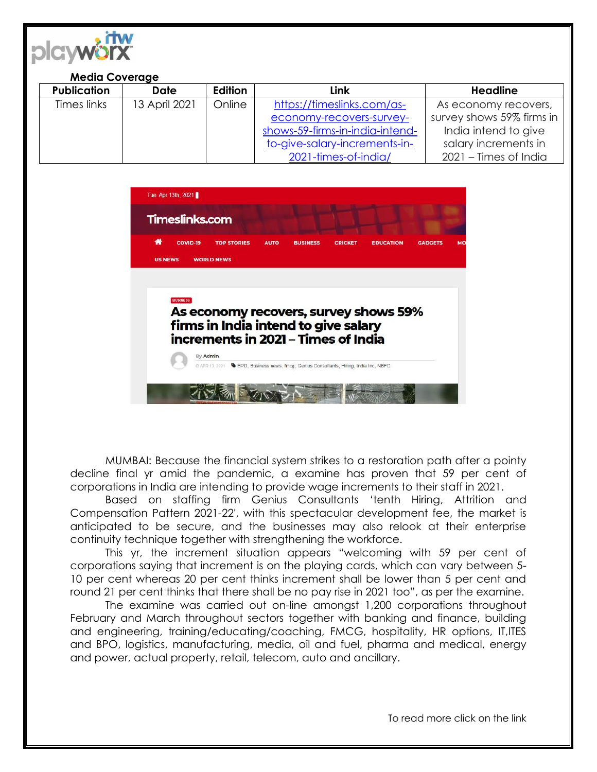**Media Coverage**

| Publication | Date | Edition | Link | Headline |
| --- | --- | --- | --- | --- |
| Times links | 13 April 2021 | Online | https://timeslinks.com/as-economy-recovers-survey-shows-59-firms-in-india-intend-to-give-salary-increments-in-2021-times-of-india/ | As economy recovers, survey shows 59% firms in India intend to give salary increments in 2021 – Times of India |

Tue. Apr 13th, 2021

Timeslinks.com

COVID-19 TOP STORIES AUTO BUSINESS CRICKET EDUCATION GADGETS MO

US NEWS WORLD NEWS

BUSINESS

**As economy recovers, survey shows 59% firms in India intend to give salary increments in 2021 – Times of India**

By Admin

APR 13, 2021 BPO, Business news, fmcg, Genius Consultants, Hiring, India Inc, NBFC

MUMBAI: Because the financial system strikes to a restoration path after a pointy decline final yr amid the pandemic, a examine has proven that 59 per cent of corporations in India are intending to provide wage increments to their staff in 2021.

Based on staffing firm Genius Consultants 'tenth Hiring, Attrition and Compensation Pattern 2021-22', with this spectacular development fee, the market is anticipated to be secure, and the businesses may also relook at their enterprise continuity technique together with strengthening the workforce.

This yr, the increment situation appears "welcoming with 59 per cent of corporations saying that increment is on the playing cards, which can vary between 5-10 per cent whereas 20 per cent thinks increment shall be lower than 5 per cent and round 21 per cent thinks that there shall be no pay rise in 2021 too", as per the examine.

The examine was carried out on-line amongst 1,200 corporations throughout February and March throughout sectors together with banking and finance, building and engineering, training/educating/coaching, FMCG, hospitality, HR options, IT,ITES and BPO, logistics, manufacturing, media, oil and fuel, pharma and medical, energy and power, actual property, retail, telecom, auto and ancillary.

To read more click on the link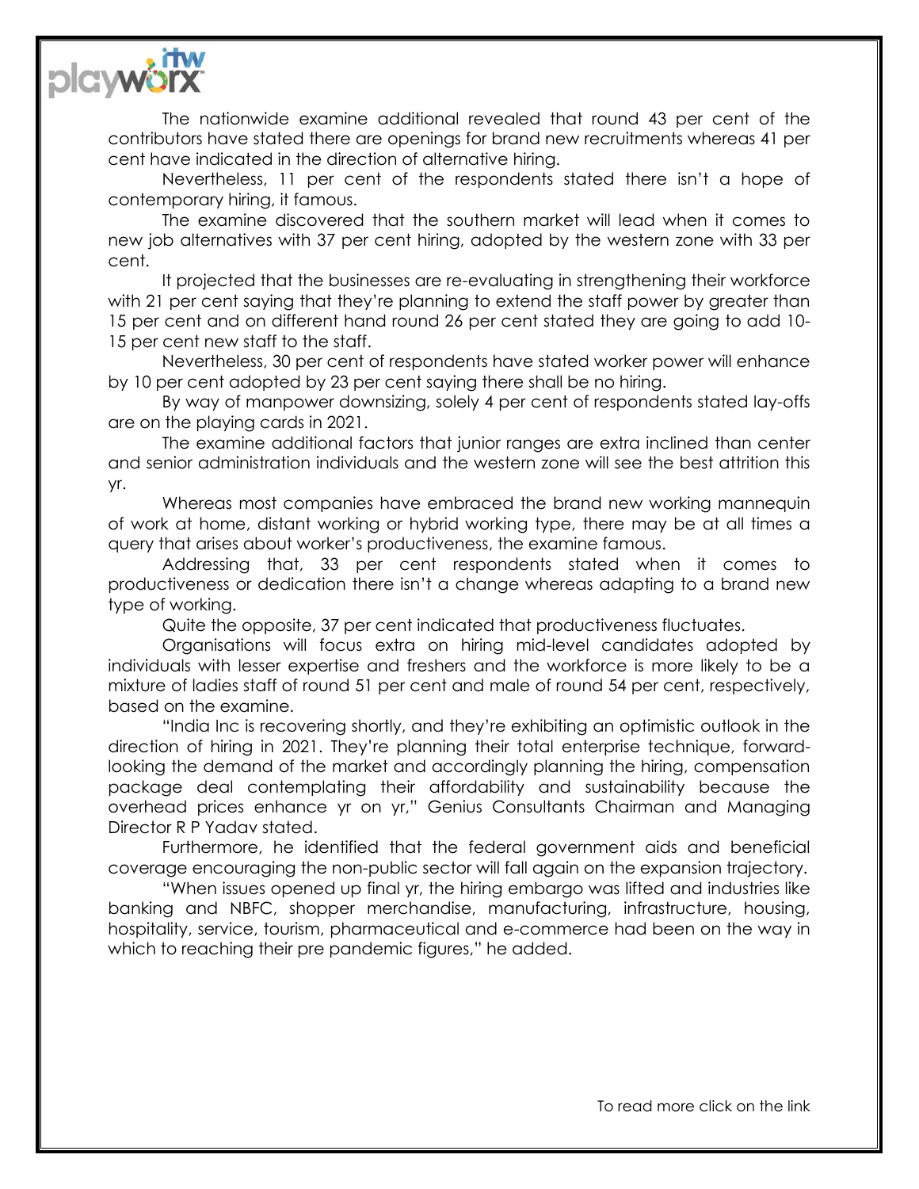The nationwide examine additional revealed that round 43 per cent of the contributors have stated there are openings for brand new recruitments whereas 41 per cent have indicated in the direction of alternative hiring.

Nevertheless, 11 per cent of the respondents stated there isn't a hope of contemporary hiring, it famous.

The examine discovered that the southern market will lead when it comes to new job alternatives with 37 per cent hiring, adopted by the western zone with 33 per cent.

It projected that the businesses are re-evaluating in strengthening their workforce with 21 per cent saying that they're planning to extend the staff power by greater than 15 per cent and on different hand round 26 per cent stated they are going to add 10-15 per cent new staff to the staff.

Nevertheless, 30 per cent of respondents have stated worker power will enhance by 10 per cent adopted by 23 per cent saying there shall be no hiring.

By way of manpower downsizing, solely 4 per cent of respondents stated lay-offs are on the playing cards in 2021.

The examine additional factors that junior ranges are extra inclined than center and senior administration individuals and the western zone will see the best attrition this yr.

Whereas most companies have embraced the brand new working mannequin of work at home, distant working or hybrid working type, there may be at all times a query that arises about worker's productiveness, the examine famous.

Addressing that, 33 per cent respondents stated when it comes to productiveness or dedication there isn't a change whereas adapting to a brand new type of working.

Quite the opposite, 37 per cent indicated that productiveness fluctuates.

Organisations will focus extra on hiring mid-level candidates adopted by individuals with lesser expertise and freshers and the workforce is more likely to be a mixture of ladies staff of round 51 per cent and male of round 54 per cent, respectively, based on the examine.

"India Inc is recovering shortly, and they're exhibiting an optimistic outlook in the direction of hiring in 2021. They're planning their total enterprise technique, forward-looking the demand of the market and accordingly planning the hiring, compensation package deal contemplating their affordability and sustainability because the overhead prices enhance yr on yr," Genius Consultants Chairman and Managing Director R P Yadav stated.

Furthermore, he identified that the federal government aids and beneficial coverage encouraging the non-public sector will fall again on the expansion trajectory.

"When issues opened up final yr, the hiring embargo was lifted and industries like banking and NBFC, shopper merchandise, manufacturing, infrastructure, housing, hospitality, service, tourism, pharmaceutical and e-commerce had been on the way in which to reaching their pre pandemic figures," he added.

To read more click on the link